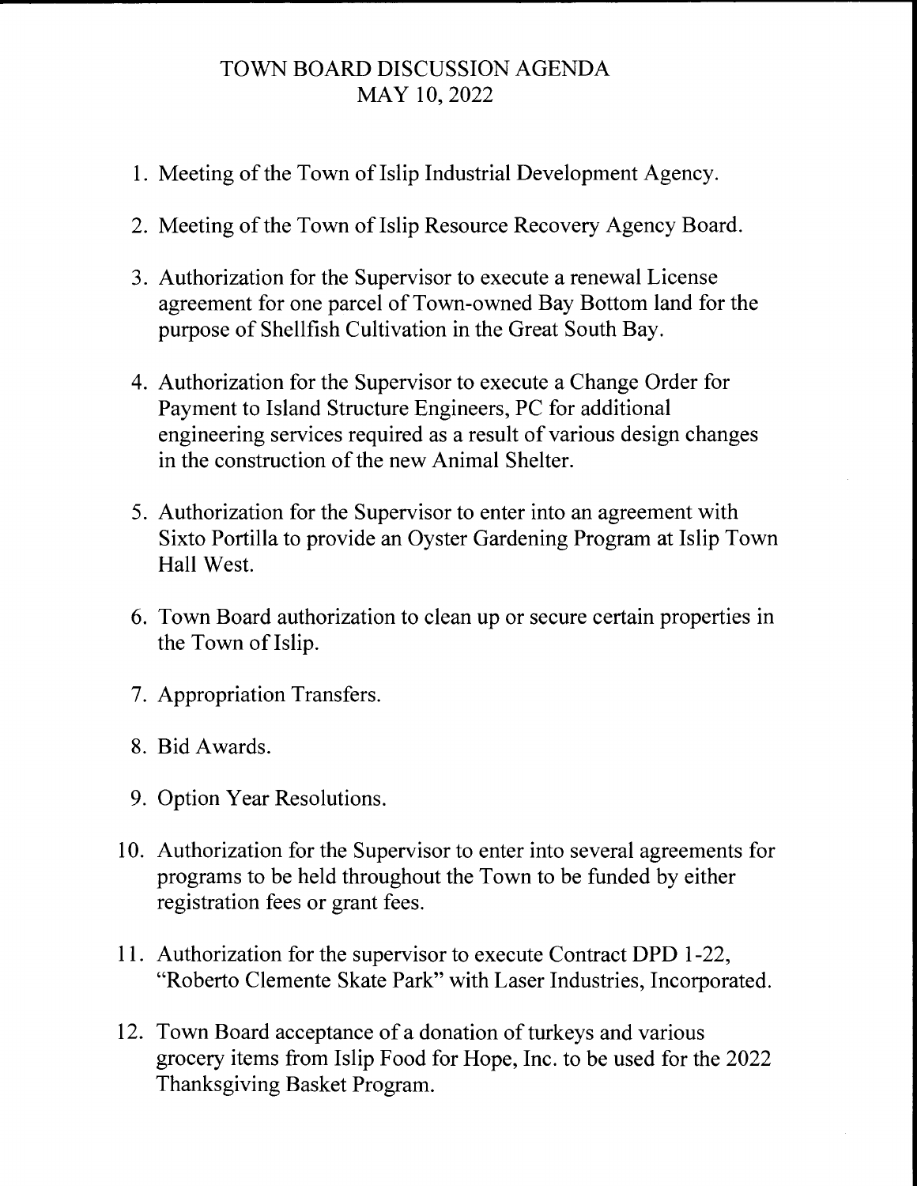# TOWN BOARD DISCUSSION AGENDA
## MAY 10, 2022

1. Meeting of the Town of Islip Industrial Development Agency.

2. Meeting of the Town of Islip Resource Recovery Agency Board.

3. Authorization for the Supervisor to execute a renewal License agreement for one parcel of Town-owned Bay Bottom land for the purpose of Shellfish Cultivation in the Great South Bay.

4. Authorization for the Supervisor to execute a Change Order for Payment to Island Structure Engineers, PC for additional engineering services required as a result of various design changes in the construction of the new Animal Shelter.

5. Authorization for the Supervisor to enter into an agreement with Sixto Portilla to provide an Oyster Gardening Program at Islip Town Hall West.

6. Town Board authorization to clean up or secure certain properties in the Town of Islip.

7. Appropriation Transfers.

8. Bid Awards.

9. Option Year Resolutions.

10. Authorization for the Supervisor to enter into several agreements for programs to be held throughout the Town to be funded by either registration fees or grant fees.

11. Authorization for the supervisor to execute Contract DPD 1-22, "Roberto Clemente Skate Park" with Laser Industries, Incorporated.

12. Town Board acceptance of a donation of turkeys and various grocery items from Islip Food for Hope, Inc. to be used for the 2022 Thanksgiving Basket Program.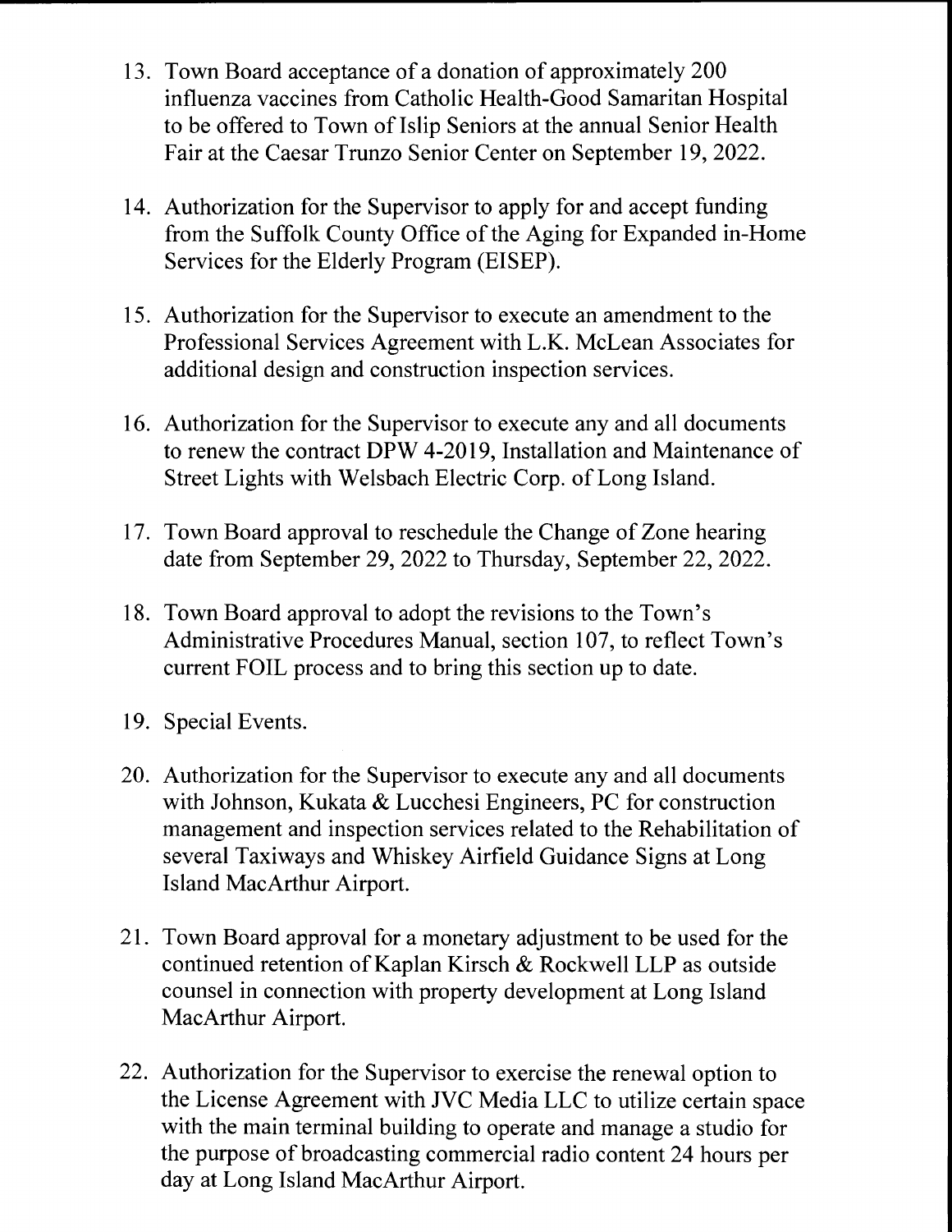13. Town Board acceptance of a donation of approximately 200 influenza vaccines from Catholic Health-Good Samaritan Hospital to be offered to Town of Islip Seniors at the annual Senior Health Fair at the Caesar Trunzo Senior Center on September 19, 2022.

14. Authorization for the Supervisor to apply for and accept funding from the Suffolk County Office of the Aging for Expanded in-Home Services for the Elderly Program (EISEP).

15. Authorization for the Supervisor to execute an amendment to the Professional Services Agreement with L.K. McLean Associates for additional design and construction inspection services.

16. Authorization for the Supervisor to execute any and all documents to renew the contract DPW 4-2019, Installation and Maintenance of Street Lights with Welsbach Electric Corp. of Long Island.

17. Town Board approval to reschedule the Change of Zone hearing date from September 29, 2022 to Thursday, September 22, 2022.

18. Town Board approval to adopt the revisions to the Town's Administrative Procedures Manual, section 107, to reflect Town's current FOIL process and to bring this section up to date.

19. Special Events.

20. Authorization for the Supervisor to execute any and all documents with Johnson, Kukata & Lucchesi Engineers, PC for construction management and inspection services related to the Rehabilitation of several Taxiways and Whiskey Airfield Guidance Signs at Long Island MacArthur Airport.

21. Town Board approval for a monetary adjustment to be used for the continued retention of Kaplan Kirsch & Rockwell LLP as outside counsel in connection with property development at Long Island MacArthur Airport.

22. Authorization for the Supervisor to exercise the renewal option to the License Agreement with JVC Media LLC to utilize certain space with the main terminal building to operate and manage a studio for the purpose of broadcasting commercial radio content 24 hours per day at Long Island MacArthur Airport.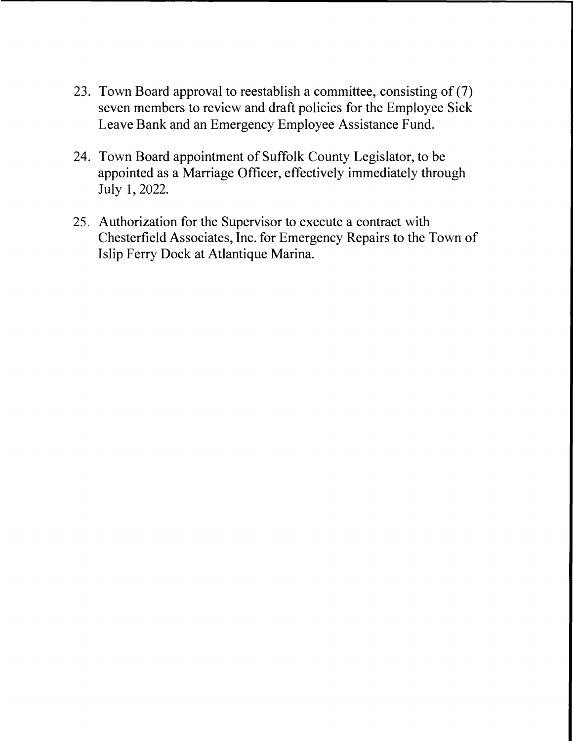23. Town Board approval to reestablish a committee, consisting of (7) seven members to review and draft policies for the Employee Sick Leave Bank and an Emergency Employee Assistance Fund.

24. Town Board appointment of Suffolk County Legislator, to be appointed as a Marriage Officer, effectively immediately through July 1, 2022.

25. Authorization for the Supervisor to execute a contract with Chesterfield Associates, Inc. for Emergency Repairs to the Town of Islip Ferry Dock at Atlantique Marina.